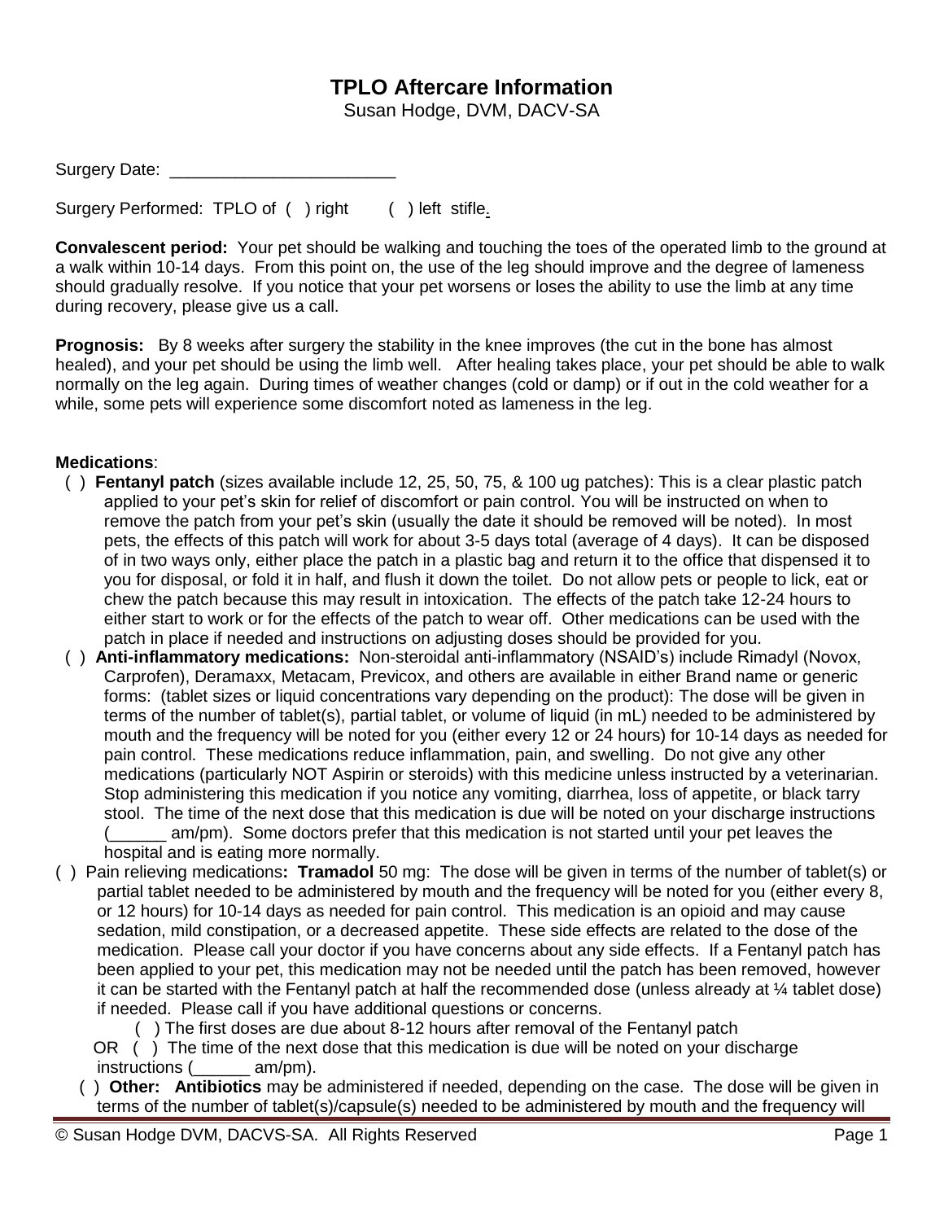# TPLO Aftercare Information

Susan Hodge, DVM, DACV-SA

Surgery Date: ________________________

Surgery Performed: TPLO of ( ) right ( ) left stifle.

**Convalescent period:** Your pet should be walking and touching the toes of the operated limb to the ground at a walk within 10-14 days. From this point on, the use of the leg should improve and the degree of lameness should gradually resolve. If you notice that your pet worsens or loses the ability to use the limb at any time during recovery, please give us a call.

**Prognosis:** By 8 weeks after surgery the stability in the knee improves (the cut in the bone has almost healed), and your pet should be using the limb well. After healing takes place, your pet should be able to walk normally on the leg again. During times of weather changes (cold or damp) or if out in the cold weather for a while, some pets will experience some discomfort noted as lameness in the leg.

**Medications**:

( ) **Fentanyl patch** (sizes available include 12, 25, 50, 75, & 100 ug patches): This is a clear plastic patch applied to your pet's skin for relief of discomfort or pain control. You will be instructed on when to remove the patch from your pet's skin (usually the date it should be removed will be noted). In most pets, the effects of this patch will work for about 3-5 days total (average of 4 days). It can be disposed of in two ways only, either place the patch in a plastic bag and return it to the office that dispensed it to you for disposal, or fold it in half, and flush it down the toilet. Do not allow pets or people to lick, eat or chew the patch because this may result in intoxication. The effects of the patch take 12-24 hours to either start to work or for the effects of the patch to wear off. Other medications can be used with the patch in place if needed and instructions on adjusting doses should be provided for you.

( ) **Anti-inflammatory medications:** Non-steroidal anti-inflammatory (NSAID's) include Rimadyl (Novox, Carprofen), Deramaxx, Metacam, Previcox, and others are available in either Brand name or generic forms: (tablet sizes or liquid concentrations vary depending on the product): The dose will be given in terms of the number of tablet(s), partial tablet, or volume of liquid (in mL) needed to be administered by mouth and the frequency will be noted for you (either every 12 or 24 hours) for 10-14 days as needed for pain control. These medications reduce inflammation, pain, and swelling. Do not give any other medications (particularly NOT Aspirin or steroids) with this medicine unless instructed by a veterinarian. Stop administering this medication if you notice any vomiting, diarrhea, loss of appetite, or black tarry stool. The time of the next dose that this medication is due will be noted on your discharge instructions (______ am/pm). Some doctors prefer that this medication is not started until your pet leaves the hospital and is eating more normally.

( ) Pain relieving medications**: Tramadol** 50 mg: The dose will be given in terms of the number of tablet(s) or partial tablet needed to be administered by mouth and the frequency will be noted for you (either every 8, or 12 hours) for 10-14 days as needed for pain control. This medication is an opioid and may cause sedation, mild constipation, or a decreased appetite. These side effects are related to the dose of the medication. Please call your doctor if you have concerns about any side effects. If a Fentanyl patch has been applied to your pet, this medication may not be needed until the patch has been removed, however it can be started with the Fentanyl patch at half the recommended dose (unless already at ¼ tablet dose) if needed. Please call if you have additional questions or concerns.

( ) The first doses are due about 8-12 hours after removal of the Fentanyl patch

OR ( ) The time of the next dose that this medication is due will be noted on your discharge instructions (______ am/pm).

( ) **Other: Antibiotics** may be administered if needed, depending on the case. The dose will be given in terms of the number of tablet(s)/capsule(s) needed to be administered by mouth and the frequency will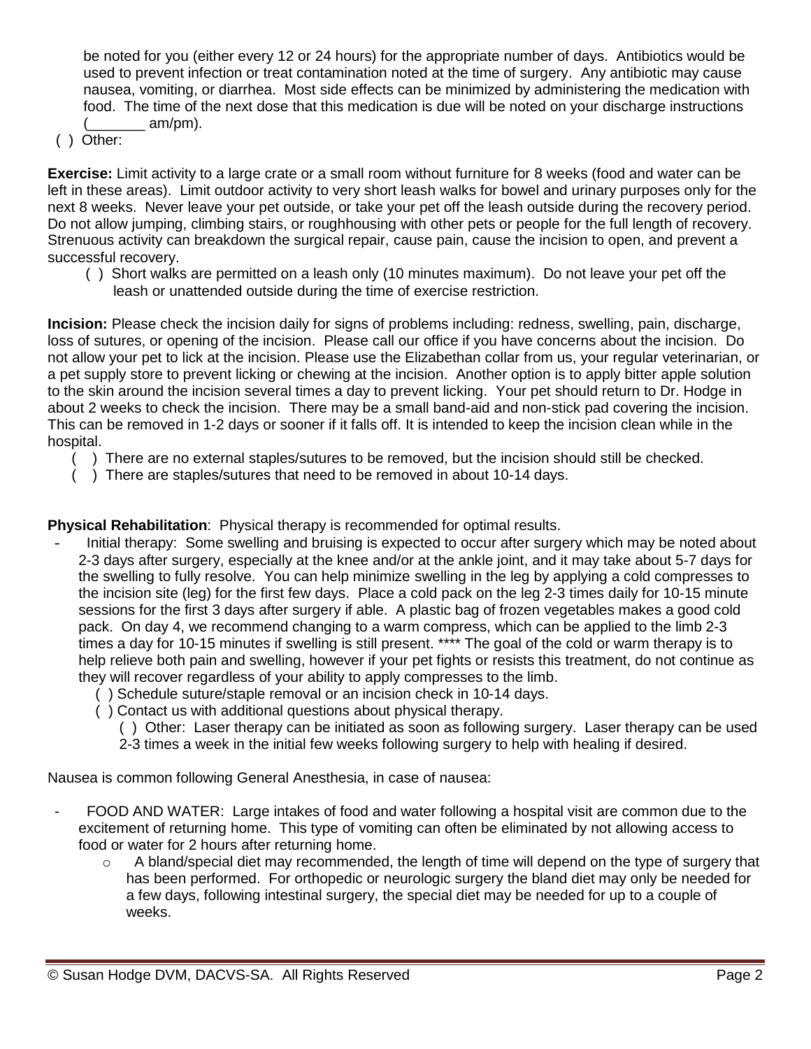be noted for you (either every 12 or 24 hours) for the appropriate number of days. Antibiotics would be used to prevent infection or treat contamination noted at the time of surgery. Any antibiotic may cause nausea, vomiting, or diarrhea. Most side effects can be minimized by administering the medication with food. The time of the next dose that this medication is due will be noted on your discharge instructions (_______ am/pm).

( ) Other:

**Exercise:** Limit activity to a large crate or a small room without furniture for 8 weeks (food and water can be left in these areas). Limit outdoor activity to very short leash walks for bowel and urinary purposes only for the next 8 weeks. Never leave your pet outside, or take your pet off the leash outside during the recovery period. Do not allow jumping, climbing stairs, or roughhousing with other pets or people for the full length of recovery. Strenuous activity can breakdown the surgical repair, cause pain, cause the incision to open, and prevent a successful recovery.

- ( ) Short walks are permitted on a leash only (10 minutes maximum). Do not leave your pet off the leash or unattended outside during the time of exercise restriction.

**Incision:** Please check the incision daily for signs of problems including: redness, swelling, pain, discharge, loss of sutures, or opening of the incision. Please call our office if you have concerns about the incision. Do not allow your pet to lick at the incision. Please use the Elizabethan collar from us, your regular veterinarian, or a pet supply store to prevent licking or chewing at the incision. Another option is to apply bitter apple solution to the skin around the incision several times a day to prevent licking. Your pet should return to Dr. Hodge in about 2 weeks to check the incision. There may be a small band-aid and non-stick pad covering the incision. This can be removed in 1-2 days or sooner if it falls off. It is intended to keep the incision clean while in the hospital.

- ( ) There are no external staples/sutures to be removed, but the incision should still be checked.
- ( ) There are staples/sutures that need to be removed in about 10-14 days.

**Physical Rehabilitation**: Physical therapy is recommended for optimal results.

- Initial therapy: Some swelling and bruising is expected to occur after surgery which may be noted about 2-3 days after surgery, especially at the knee and/or at the ankle joint, and it may take about 5-7 days for the swelling to fully resolve. You can help minimize swelling in the leg by applying a cold compresses to the incision site (leg) for the first few days. Place a cold pack on the leg 2-3 times daily for 10-15 minute sessions for the first 3 days after surgery if able. A plastic bag of frozen vegetables makes a good cold pack. On day 4, we recommend changing to a warm compress, which can be applied to the limb 2-3 times a day for 10-15 minutes if swelling is still present. **** The goal of the cold or warm therapy is to help relieve both pain and swelling, however if your pet fights or resists this treatment, do not continue as they will recover regardless of your ability to apply compresses to the limb.
  - ( ) Schedule suture/staple removal or an incision check in 10-14 days.
  - ( ) Contact us with additional questions about physical therapy.
    - ( ) Other: Laser therapy can be initiated as soon as following surgery. Laser therapy can be used 2-3 times a week in the initial few weeks following surgery to help with healing if desired.

Nausea is common following General Anesthesia, in case of nausea:

- FOOD AND WATER: Large intakes of food and water following a hospital visit are common due to the excitement of returning home. This type of vomiting can often be eliminated by not allowing access to food or water for 2 hours after returning home.
  - A bland/special diet may recommended, the length of time will depend on the type of surgery that has been performed. For orthopedic or neurologic surgery the bland diet may only be needed for a few days, following intestinal surgery, the special diet may be needed for up to a couple of weeks.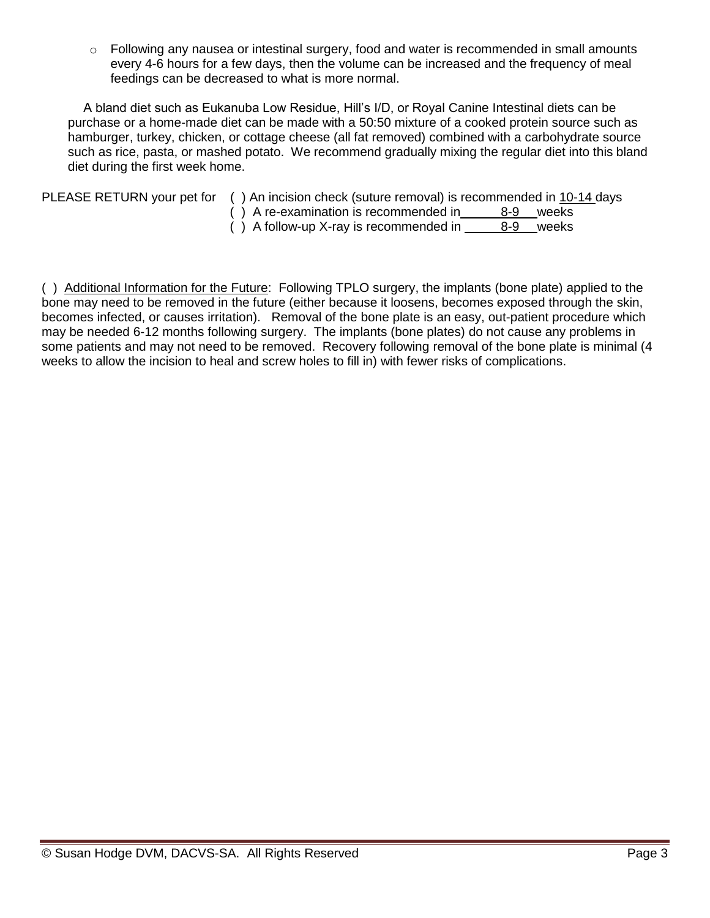- Following any nausea or intestinal surgery, food and water is recommended in small amounts every 4-6 hours for a few days, then the volume can be increased and the frequency of meal feedings can be decreased to what is more normal.

A bland diet such as Eukanuba Low Residue, Hill's I/D, or Royal Canine Intestinal diets can be purchase or a home-made diet can be made with a 50:50 mixture of a cooked protein source such as hamburger, turkey, chicken, or cottage cheese (all fat removed) combined with a carbohydrate source such as rice, pasta, or mashed potato. We recommend gradually mixing the regular diet into this bland diet during the first week home.

PLEASE RETURN your pet for ( ) An incision check (suture removal) is recommended in <u>10-14</u> days
( ) A re-examination is recommended in <u>8-9</u> weeks
( ) A follow-up X-ray is recommended in <u>8-9</u> weeks

( ) <u>Additional Information for the Future</u>: Following TPLO surgery, the implants (bone plate) applied to the bone may need to be removed in the future (either because it loosens, becomes exposed through the skin, becomes infected, or causes irritation). Removal of the bone plate is an easy, out-patient procedure which may be needed 6-12 months following surgery. The implants (bone plates) do not cause any problems in some patients and may not need to be removed. Recovery following removal of the bone plate is minimal (4 weeks to allow the incision to heal and screw holes to fill in) with fewer risks of complications.

© Susan Hodge DVM, DACVS-SA. All Rights Reserved